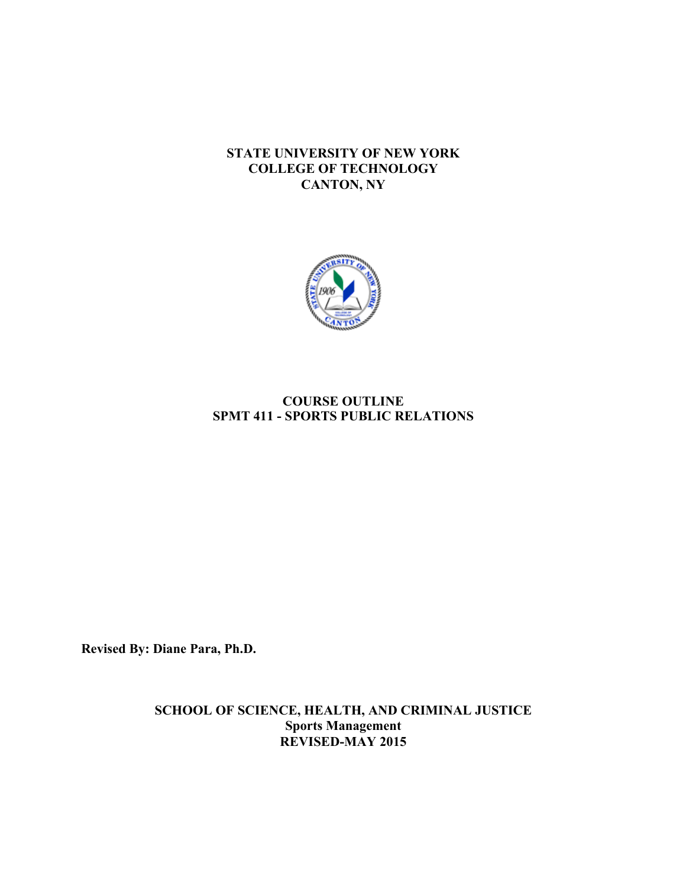**STATE UNIVERSITY OF NEW YORK**
**COLLEGE OF TECHNOLOGY**
**CANTON, NY**

# COURSE OUTLINE
# SPMT 411 - SPORTS PUBLIC RELATIONS

**Revised By: Diane Para, Ph.D.**

**SCHOOL OF SCIENCE, HEALTH, AND CRIMINAL JUSTICE**
**Sports Management**
**REVISED-MAY 2015**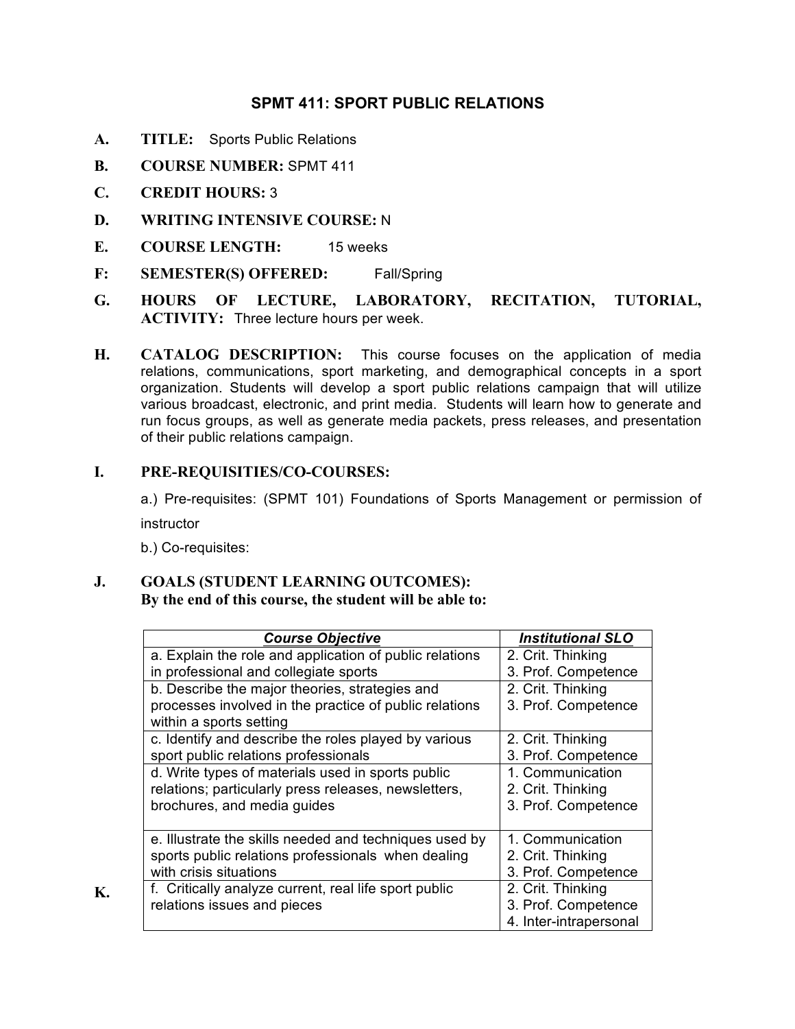# SPMT 411: SPORT PUBLIC RELATIONS

**A. TITLE:** Sports Public Relations

**B. COURSE NUMBER:** SPMT 411

**C. CREDIT HOURS:** 3

**D. WRITING INTENSIVE COURSE:** N

**E. COURSE LENGTH:** 15 weeks

**F: SEMESTER(S) OFFERED:** Fall/Spring

**G. HOURS OF LECTURE, LABORATORY, RECITATION, TUTORIAL, ACTIVITY:** Three lecture hours per week.

**H. CATALOG DESCRIPTION:** This course focuses on the application of media relations, communications, sport marketing, and demographical concepts in a sport organization. Students will develop a sport public relations campaign that will utilize various broadcast, electronic, and print media. Students will learn how to generate and run focus groups, as well as generate media packets, press releases, and presentation of their public relations campaign.

**I. PRE-REQUISITIES/CO-COURSES:**

a.) Pre-requisites: (SPMT 101) Foundations of Sports Management or permission of instructor

b.) Co-requisites:

**J. GOALS (STUDENT LEARNING OUTCOMES):**
**By the end of this course, the student will be able to:**

| ***Course Objective*** | ***Institutional SLO*** |
|---|---|
| a. Explain the role and application of public relations in professional and collegiate sports | 2. Crit. Thinking<br>3. Prof. Competence |
| b. Describe the major theories, strategies and processes involved in the practice of public relations within a sports setting | 2. Crit. Thinking<br>3. Prof. Competence |
| c. Identify and describe the roles played by various sport public relations professionals | 2. Crit. Thinking<br>3. Prof. Competence |
| d. Write types of materials used in sports public relations; particularly press releases, newsletters, brochures, and media guides | 1. Communication<br>2. Crit. Thinking<br>3. Prof. Competence |
| e. Illustrate the skills needed and techniques used by sports public relations professionals when dealing with crisis situations | 1. Communication<br>2. Crit. Thinking<br>3. Prof. Competence |
| f. Critically analyze current, real life sport public relations issues and pieces | 2. Crit. Thinking<br>3. Prof. Competence<br>4. Inter-intrapersonal |

**K.**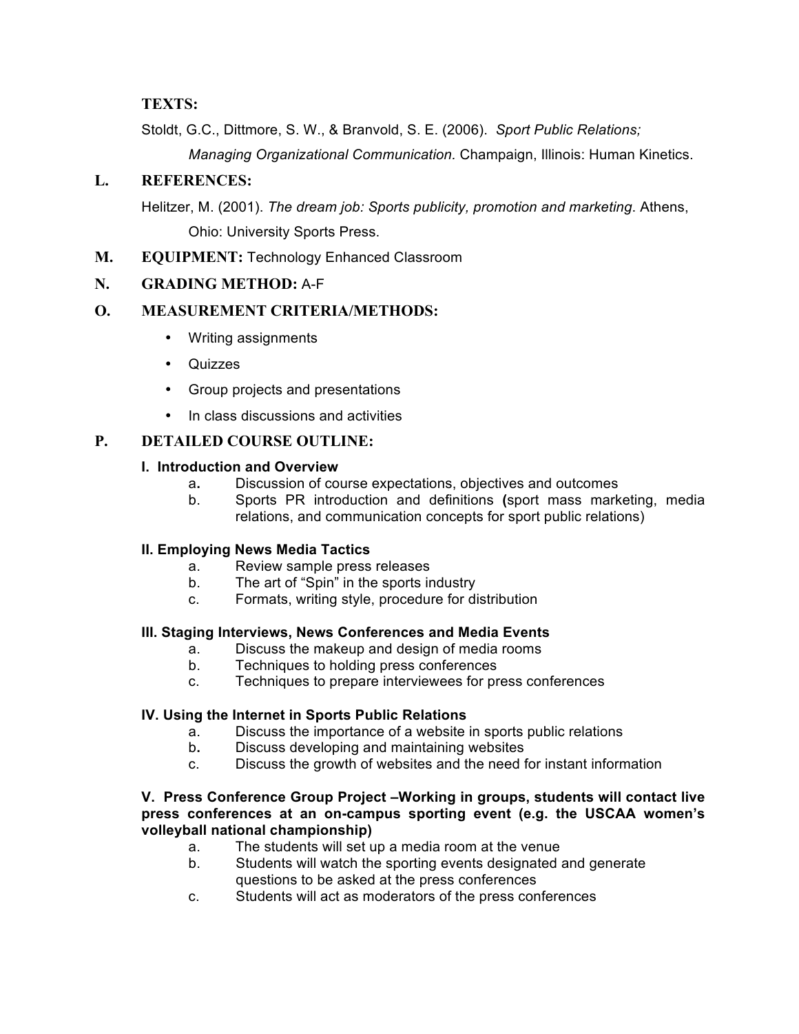**TEXTS:**

Stoldt, G.C., Dittmore, S. W., & Branvold, S. E. (2006). *Sport Public Relations; Managing Organizational Communication.* Champaign, Illinois: Human Kinetics.

## L. REFERENCES:

Helitzer, M. (2001). *The dream job: Sports publicity, promotion and marketing*. Athens, Ohio: University Sports Press.

## M. EQUIPMENT: Technology Enhanced Classroom

## N. GRADING METHOD: A-F

## O. MEASUREMENT CRITERIA/METHODS:

- Writing assignments
- Quizzes
- Group projects and presentations
- In class discussions and activities

## P. DETAILED COURSE OUTLINE:

**I. Introduction and Overview**

- a. Discussion of course expectations, objectives and outcomes
- b. Sports PR introduction and definitions **(**sport mass marketing, media relations, and communication concepts for sport public relations)

**II. Employing News Media Tactics**

- a. Review sample press releases
- b. The art of "Spin" in the sports industry
- c. Formats, writing style, procedure for distribution

**III. Staging Interviews, News Conferences and Media Events**

- a. Discuss the makeup and design of media rooms
- b. Techniques to holding press conferences
- c. Techniques to prepare interviewees for press conferences

**IV. Using the Internet in Sports Public Relations**

- a. Discuss the importance of a website in sports public relations
- b. Discuss developing and maintaining websites
- c. Discuss the growth of websites and the need for instant information

**V. Press Conference Group Project –Working in groups, students will contact live press conferences at an on-campus sporting event (e.g. the USCAA women's volleyball national championship)**

- a. The students will set up a media room at the venue
- b. Students will watch the sporting events designated and generate questions to be asked at the press conferences
- c. Students will act as moderators of the press conferences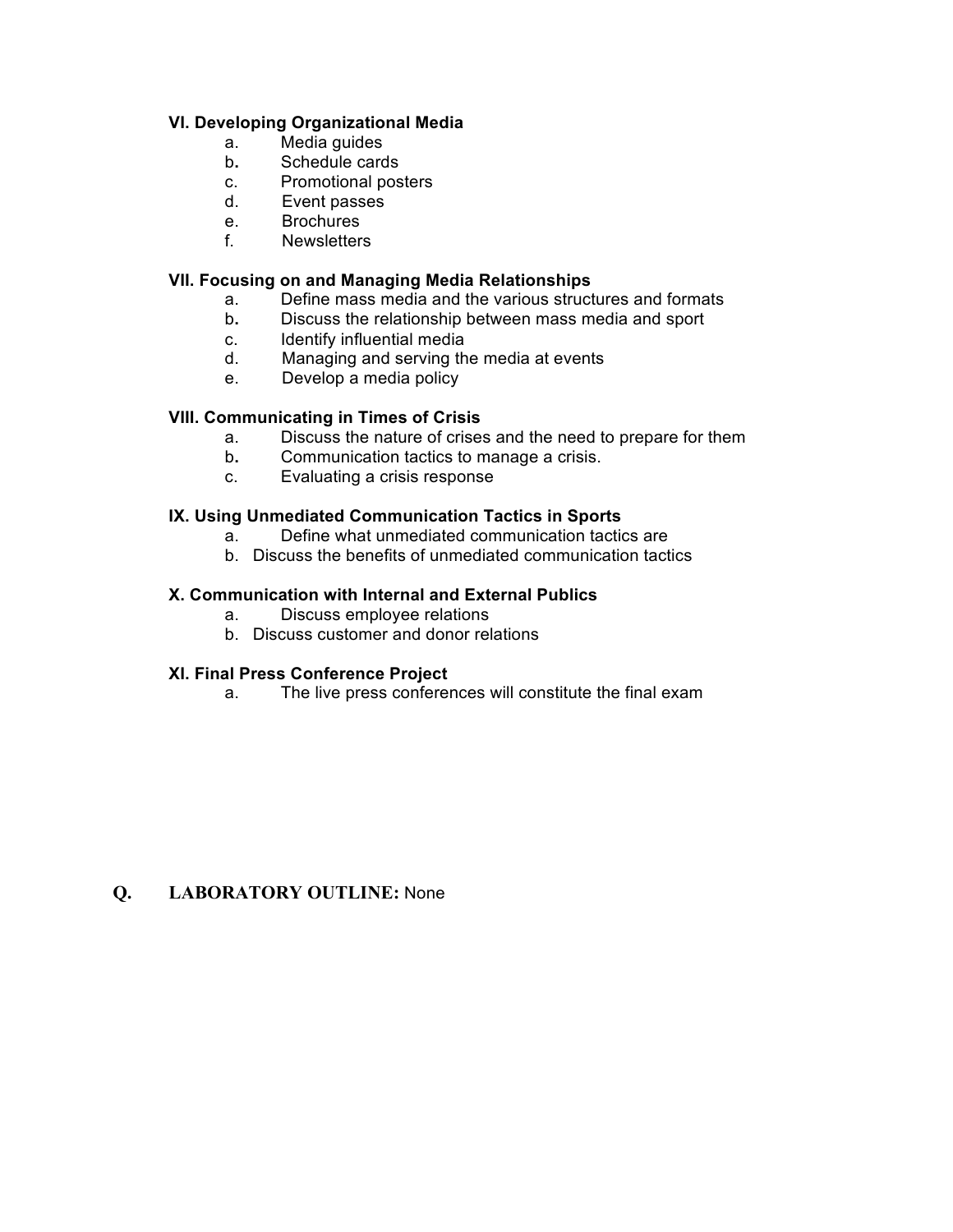**VI. Developing Organizational Media**

- a. Media guides
- b. Schedule cards
- c. Promotional posters
- d. Event passes
- e. Brochures
- f. Newsletters

**VII. Focusing on and Managing Media Relationships**

- a. Define mass media and the various structures and formats
- b. Discuss the relationship between mass media and sport
- c. Identify influential media
- d. Managing and serving the media at events
- e. Develop a media policy

**VIII. Communicating in Times of Crisis**

- a. Discuss the nature of crises and the need to prepare for them
- b. Communication tactics to manage a crisis.
- c. Evaluating a crisis response

**IX. Using Unmediated Communication Tactics in Sports**

- a. Define what unmediated communication tactics are
- b. Discuss the benefits of unmediated communication tactics

**X. Communication with Internal and External Publics**

- a. Discuss employee relations
- b. Discuss customer and donor relations

**XI. Final Press Conference Project**

- a. The live press conferences will constitute the final exam

**Q. LABORATORY OUTLINE:** None